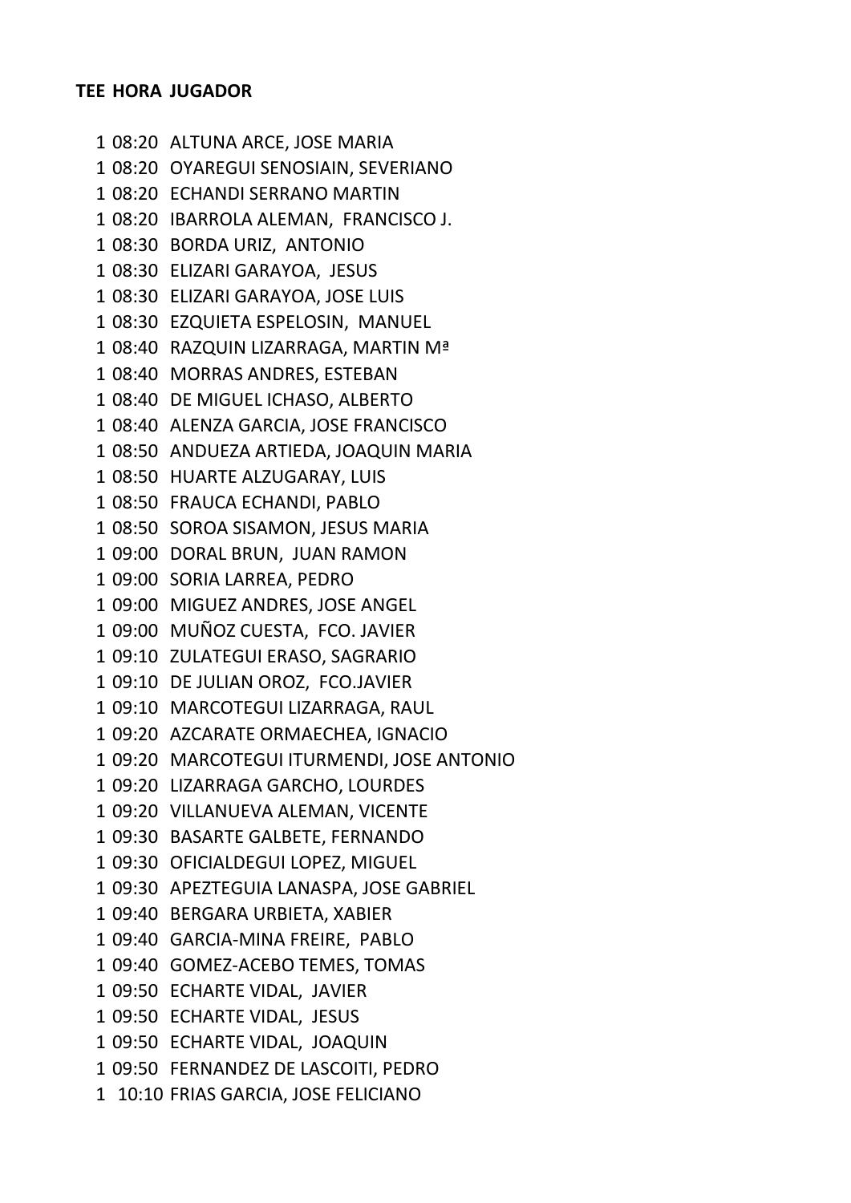| TEE | HORA | JUGADOR |
|---|---|---|
| 1 | 08:20 | ALTUNA ARCE, JOSE MARIA |
| 1 | 08:20 | OYAREGUI SENOSIAIN, SEVERIANO |
| 1 | 08:20 | ECHANDI SERRANO MARTIN |
| 1 | 08:20 | IBARROLA ALEMAN, FRANCISCO J. |
| 1 | 08:30 | BORDA URIZ, ANTONIO |
| 1 | 08:30 | ELIZARI GARAYOA, JESUS |
| 1 | 08:30 | ELIZARI GARAYOA, JOSE LUIS |
| 1 | 08:30 | EZQUIETA ESPELOSIN, MANUEL |
| 1 | 08:40 | RAZQUIN LIZARRAGA, MARTIN Mª |
| 1 | 08:40 | MORRAS ANDRES, ESTEBAN |
| 1 | 08:40 | DE MIGUEL ICHASO, ALBERTO |
| 1 | 08:40 | ALENZA GARCIA, JOSE FRANCISCO |
| 1 | 08:50 | ANDUEZA ARTIEDA, JOAQUIN MARIA |
| 1 | 08:50 | HUARTE ALZUGARAY, LUIS |
| 1 | 08:50 | FRAUCA ECHANDI, PABLO |
| 1 | 08:50 | SOROA SISAMON, JESUS MARIA |
| 1 | 09:00 | DORAL BRUN, JUAN RAMON |
| 1 | 09:00 | SORIA LARREA, PEDRO |
| 1 | 09:00 | MIGUEZ ANDRES, JOSE ANGEL |
| 1 | 09:00 | MUÑOZ CUESTA, FCO. JAVIER |
| 1 | 09:10 | ZULATEGUI ERASO, SAGRARIO |
| 1 | 09:10 | DE JULIAN OROZ, FCO.JAVIER |
| 1 | 09:10 | MARCOTEGUI LIZARRAGA, RAUL |
| 1 | 09:20 | AZCARATE ORMAECHEA, IGNACIO |
| 1 | 09:20 | MARCOTEGUI ITURMENDI, JOSE ANTONIO |
| 1 | 09:20 | LIZARRAGA GARCHO, LOURDES |
| 1 | 09:20 | VILLANUEVA ALEMAN, VICENTE |
| 1 | 09:30 | BASARTE GALBETE, FERNANDO |
| 1 | 09:30 | OFICIALDEGUI LOPEZ, MIGUEL |
| 1 | 09:30 | APEZTEGUIA LANASPA, JOSE GABRIEL |
| 1 | 09:40 | BERGARA URBIETA, XABIER |
| 1 | 09:40 | GARCIA-MINA FREIRE, PABLO |
| 1 | 09:40 | GOMEZ-ACEBO TEMES, TOMAS |
| 1 | 09:50 | ECHARTE VIDAL, JAVIER |
| 1 | 09:50 | ECHARTE VIDAL, JESUS |
| 1 | 09:50 | ECHARTE VIDAL, JOAQUIN |
| 1 | 09:50 | FERNANDEZ DE LASCOITI, PEDRO |
| 1 | 10:10 | FRIAS GARCIA, JOSE FELICIANO |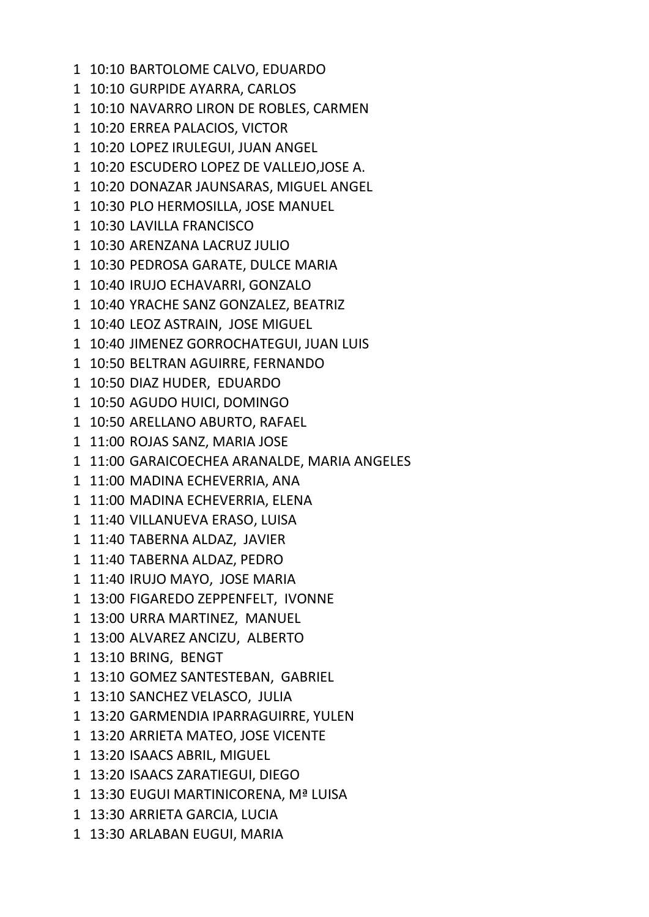1 10:10 BARTOLOME CALVO, EDUARDO
1 10:10 GURPIDE AYARRA, CARLOS
1 10:10 NAVARRO LIRON DE ROBLES, CARMEN
1 10:20 ERREA PALACIOS, VICTOR
1 10:20 LOPEZ IRULEGUI, JUAN ANGEL
1 10:20 ESCUDERO LOPEZ DE VALLEJO,JOSE A.
1 10:20 DONAZAR JAUNSARAS, MIGUEL ANGEL
1 10:30 PLO HERMOSILLA, JOSE MANUEL
1 10:30 LAVILLA FRANCISCO
1 10:30 ARENZANA LACRUZ JULIO
1 10:30 PEDROSA GARATE, DULCE MARIA
1 10:40 IRUJO ECHAVARRI, GONZALO
1 10:40 YRACHE SANZ GONZALEZ, BEATRIZ
1 10:40 LEOZ ASTRAIN, JOSE MIGUEL
1 10:40 JIMENEZ GORROCHATEGUI, JUAN LUIS
1 10:50 BELTRAN AGUIRRE, FERNANDO
1 10:50 DIAZ HUDER, EDUARDO
1 10:50 AGUDO HUICI, DOMINGO
1 10:50 ARELLANO ABURTO, RAFAEL
1 11:00 ROJAS SANZ, MARIA JOSE
1 11:00 GARAICOECHEA ARANALDE, MARIA ANGELES
1 11:00 MADINA ECHEVERRIA, ANA
1 11:00 MADINA ECHEVERRIA, ELENA
1 11:40 VILLANUEVA ERASO, LUISA
1 11:40 TABERNA ALDAZ, JAVIER
1 11:40 TABERNA ALDAZ, PEDRO
1 11:40 IRUJO MAYO, JOSE MARIA
1 13:00 FIGAREDO ZEPPENFELT, IVONNE
1 13:00 URRA MARTINEZ, MANUEL
1 13:00 ALVAREZ ANCIZU, ALBERTO
1 13:10 BRING, BENGT
1 13:10 GOMEZ SANTESTEBAN, GABRIEL
1 13:10 SANCHEZ VELASCO, JULIA
1 13:20 GARMENDIA IPARRAGUIRRE, YULEN
1 13:20 ARRIETA MATEO, JOSE VICENTE
1 13:20 ISAACS ABRIL, MIGUEL
1 13:20 ISAACS ZARATIEGUI, DIEGO
1 13:30 EUGUI MARTINICORENA, Mª LUISA
1 13:30 ARRIETA GARCIA, LUCIA
1 13:30 ARLABAN EUGUI, MARIA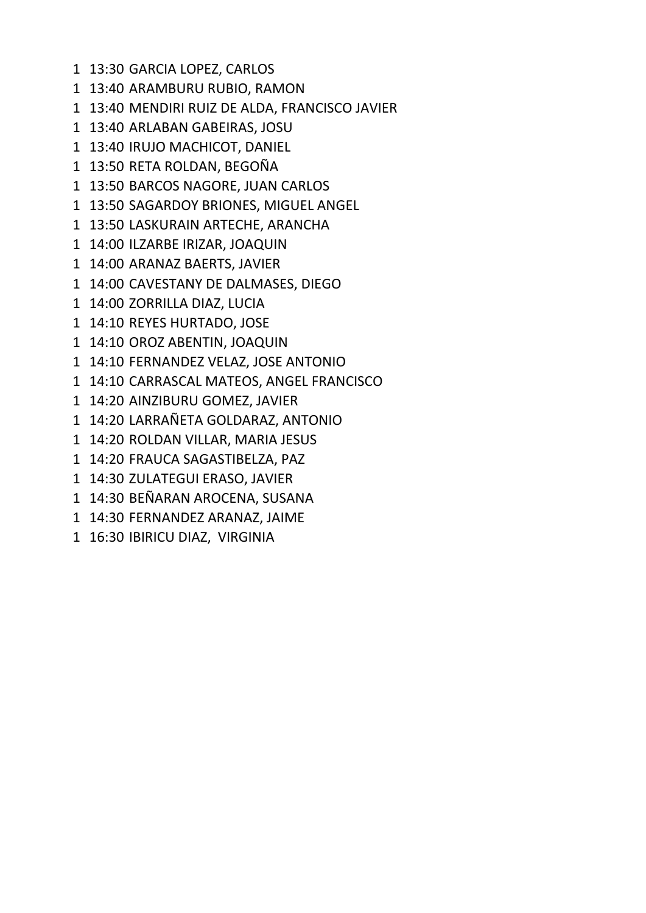| | | |
|---|---|---|
| 1 | 13:30 | GARCIA LOPEZ, CARLOS |
| 1 | 13:40 | ARAMBURU RUBIO, RAMON |
| 1 | 13:40 | MENDIRI RUIZ DE ALDA, FRANCISCO JAVIER |
| 1 | 13:40 | ARLABAN GABEIRAS, JOSU |
| 1 | 13:40 | IRUJO MACHICOT, DANIEL |
| 1 | 13:50 | RETA ROLDAN, BEGOÑA |
| 1 | 13:50 | BARCOS NAGORE, JUAN CARLOS |
| 1 | 13:50 | SAGARDOY BRIONES, MIGUEL ANGEL |
| 1 | 13:50 | LASKURAIN ARTECHE, ARANCHA |
| 1 | 14:00 | ILZARBE IRIZAR, JOAQUIN |
| 1 | 14:00 | ARANAZ BAERTS, JAVIER |
| 1 | 14:00 | CAVESTANY DE DALMASES, DIEGO |
| 1 | 14:00 | ZORRILLA DIAZ, LUCIA |
| 1 | 14:10 | REYES HURTADO, JOSE |
| 1 | 14:10 | OROZ ABENTIN, JOAQUIN |
| 1 | 14:10 | FERNANDEZ VELAZ, JOSE ANTONIO |
| 1 | 14:10 | CARRASCAL MATEOS, ANGEL FRANCISCO |
| 1 | 14:20 | AINZIBURU GOMEZ, JAVIER |
| 1 | 14:20 | LARRAÑETA GOLDARAZ, ANTONIO |
| 1 | 14:20 | ROLDAN VILLAR, MARIA JESUS |
| 1 | 14:20 | FRAUCA SAGASTIBELZA, PAZ |
| 1 | 14:30 | ZULATEGUI ERASO, JAVIER |
| 1 | 14:30 | BEÑARAN AROCENA, SUSANA |
| 1 | 14:30 | FERNANDEZ ARANAZ, JAIME |
| 1 | 16:30 | IBIRICU DIAZ, VIRGINIA |